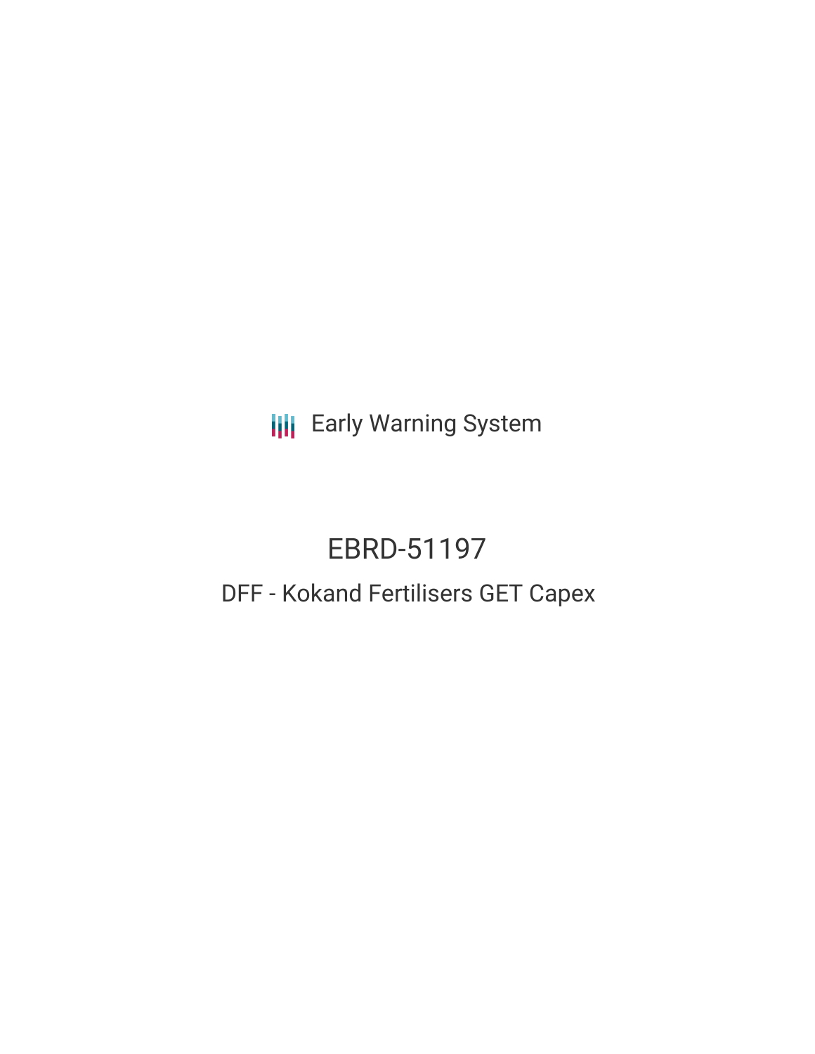Early Warning System

# EBRD-51197

## DFF - Kokand Fertilisers GET Capex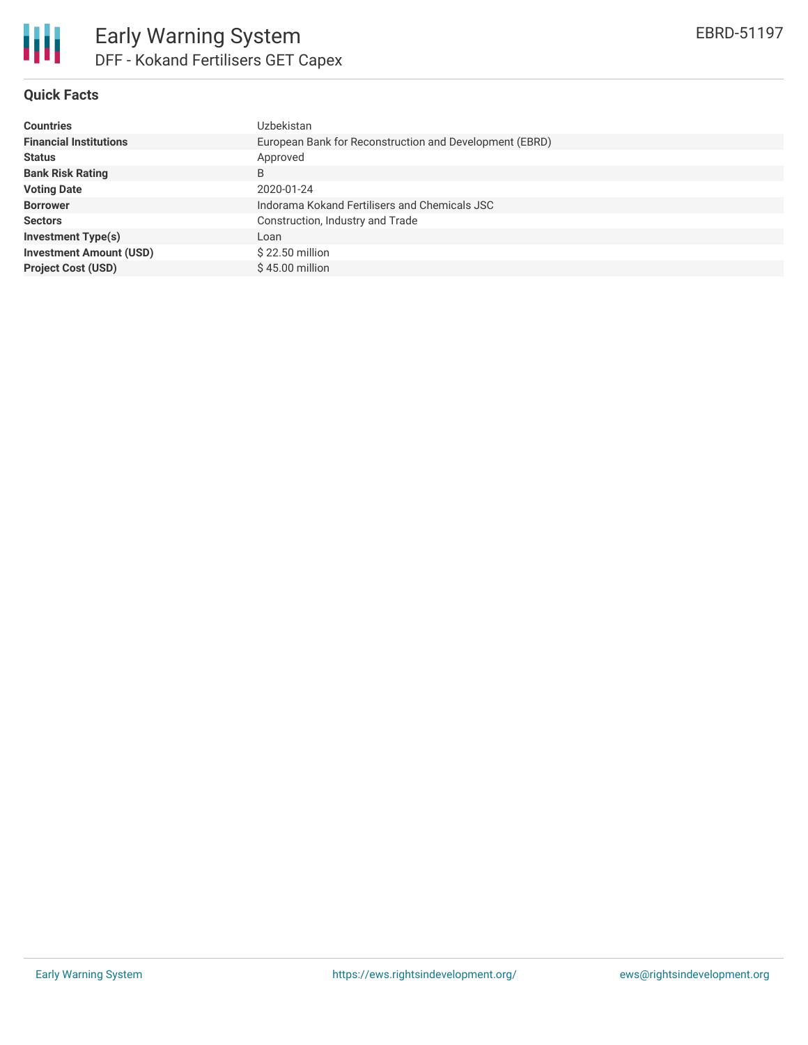# Early Warning System

## DFF - Kokand Fertilisers GET Capex

EBRD-51197

### Quick Facts

| | |
|---|---|
| **Countries** | Uzbekistan |
| **Financial Institutions** | European Bank for Reconstruction and Development (EBRD) |
| **Status** | Approved |
| **Bank Risk Rating** | B |
| **Voting Date** | 2020-01-24 |
| **Borrower** | Indorama Kokand Fertilisers and Chemicals JSC |
| **Sectors** | Construction, Industry and Trade |
| **Investment Type(s)** | Loan |
| **Investment Amount (USD)** | $ 22.50 million |
| **Project Cost (USD)** | $ 45.00 million |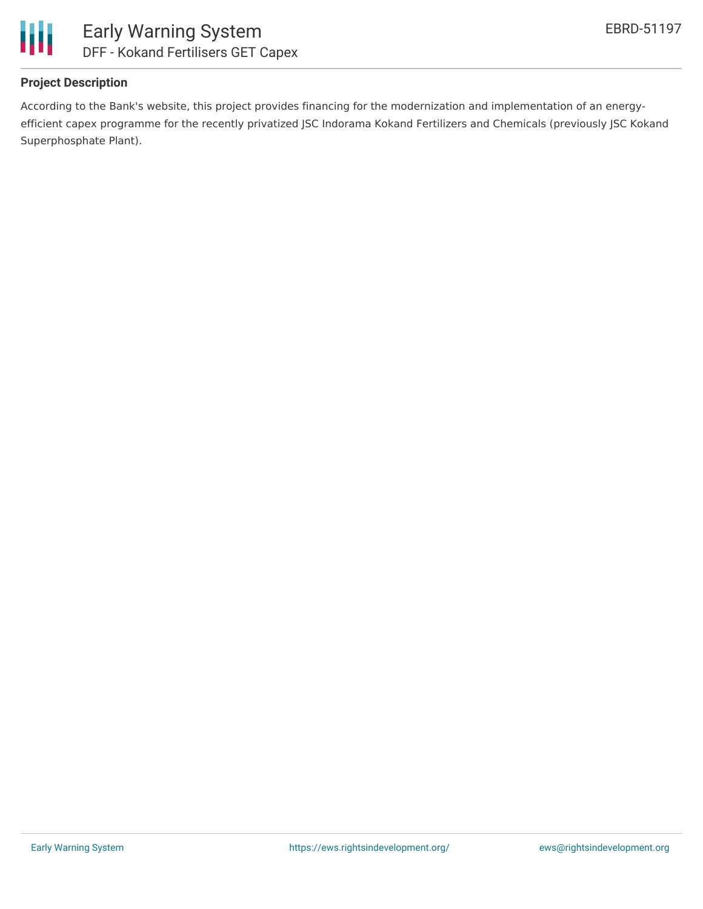## Project Description

According to the Bank's website, this project provides financing for the modernization and implementation of an energy-efficient capex programme for the recently privatized JSC Indorama Kokand Fertilizers and Chemicals (previously JSC Kokand Superphosphate Plant).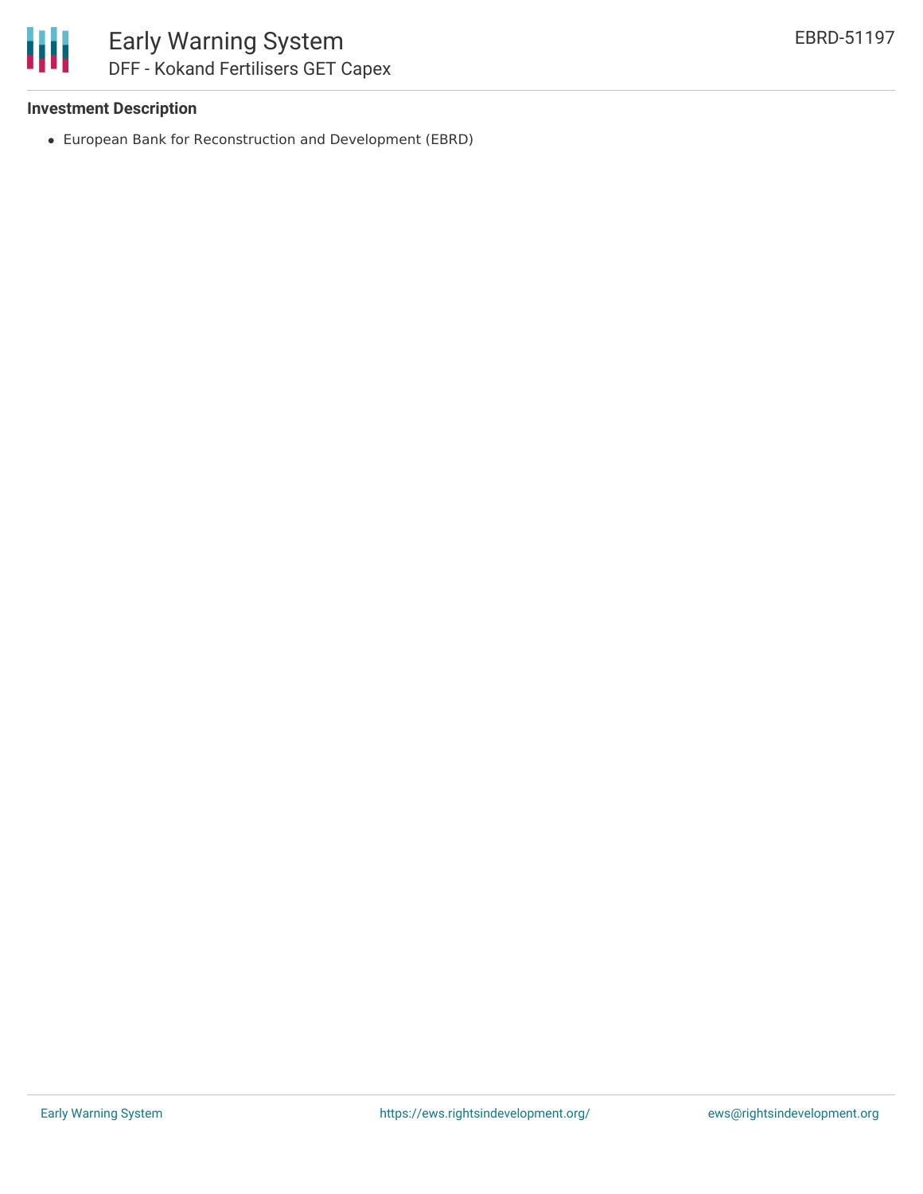### Investment Description

- European Bank for Reconstruction and Development (EBRD)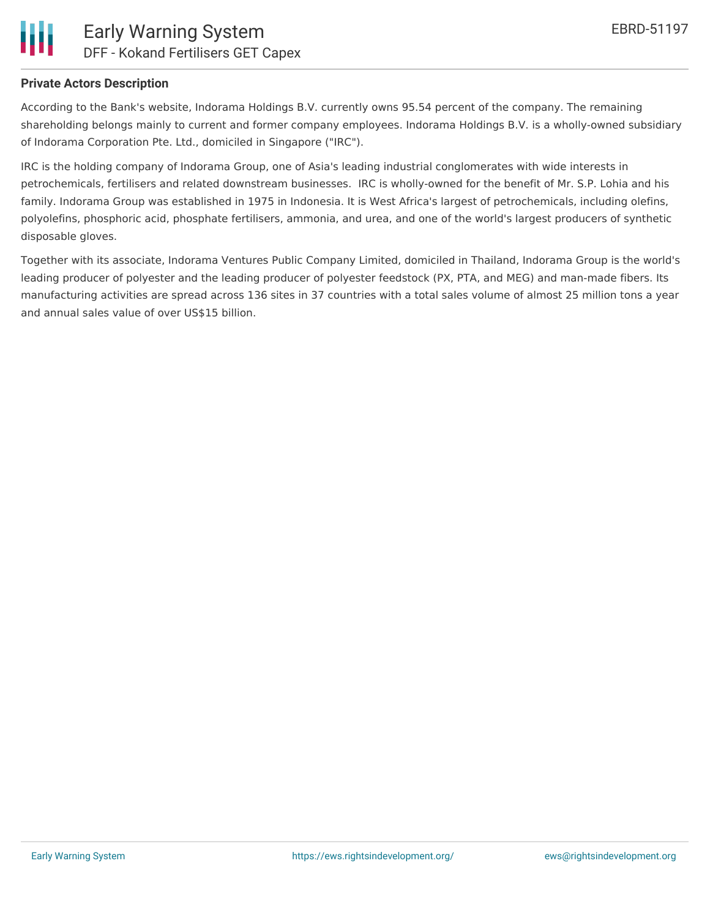**Private Actors Description**

According to the Bank's website, Indorama Holdings B.V. currently owns 95.54 percent of the company. The remaining shareholding belongs mainly to current and former company employees. Indorama Holdings B.V. is a wholly-owned subsidiary of Indorama Corporation Pte. Ltd., domiciled in Singapore ("IRC").

IRC is the holding company of Indorama Group, one of Asia's leading industrial conglomerates with wide interests in petrochemicals, fertilisers and related downstream businesses. IRC is wholly-owned for the benefit of Mr. S.P. Lohia and his family. Indorama Group was established in 1975 in Indonesia. It is West Africa's largest of petrochemicals, including olefins, polyolefins, phosphoric acid, phosphate fertilisers, ammonia, and urea, and one of the world's largest producers of synthetic disposable gloves.

Together with its associate, Indorama Ventures Public Company Limited, domiciled in Thailand, Indorama Group is the world's leading producer of polyester and the leading producer of polyester feedstock (PX, PTA, and MEG) and man-made fibers. Its manufacturing activities are spread across 136 sites in 37 countries with a total sales volume of almost 25 million tons a year and annual sales value of over US$15 billion.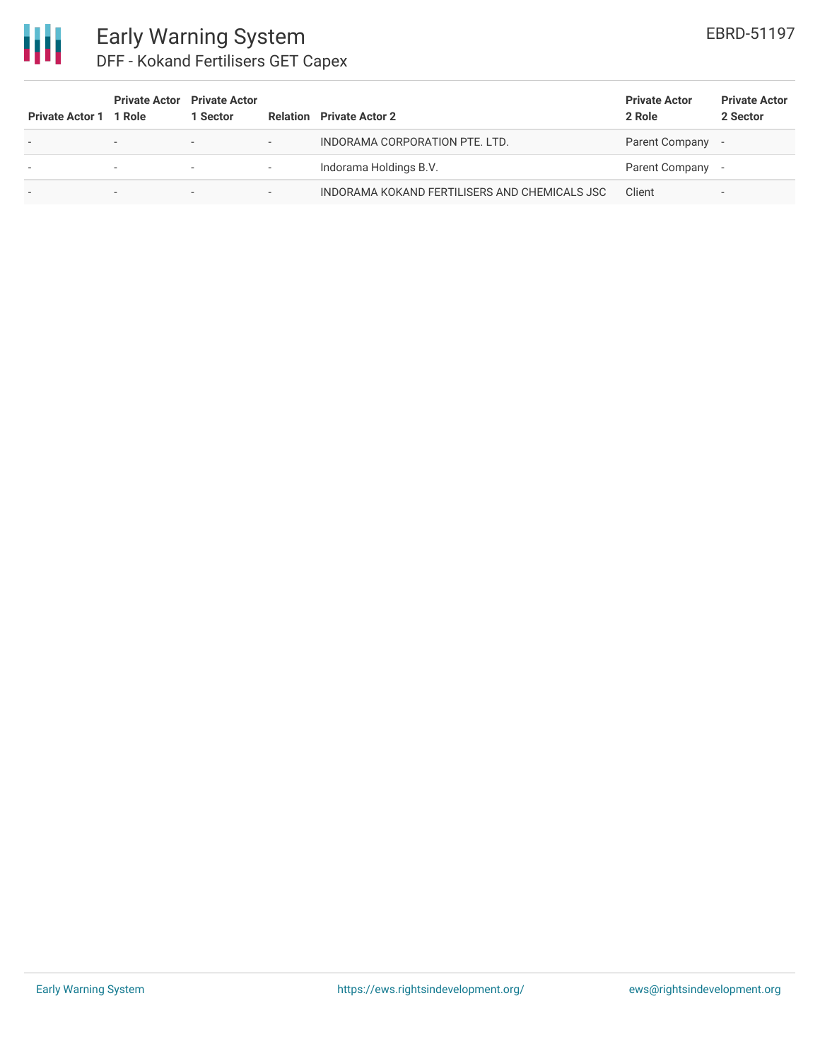| Private Actor 1 | Private Actor 1 Role | Private Actor 1 Sector | Relation | Private Actor 2 | Private Actor 2 Role | Private Actor 2 Sector |
|---|---|---|---|---|---|---|
| - | - | - | - | INDORAMA CORPORATION PTE. LTD. | Parent Company | - |
| - | - | - | - | Indorama Holdings B.V. | Parent Company | - |
| - | - | - | - | INDORAMA KOKAND FERTILISERS AND CHEMICALS JSC | Client | - |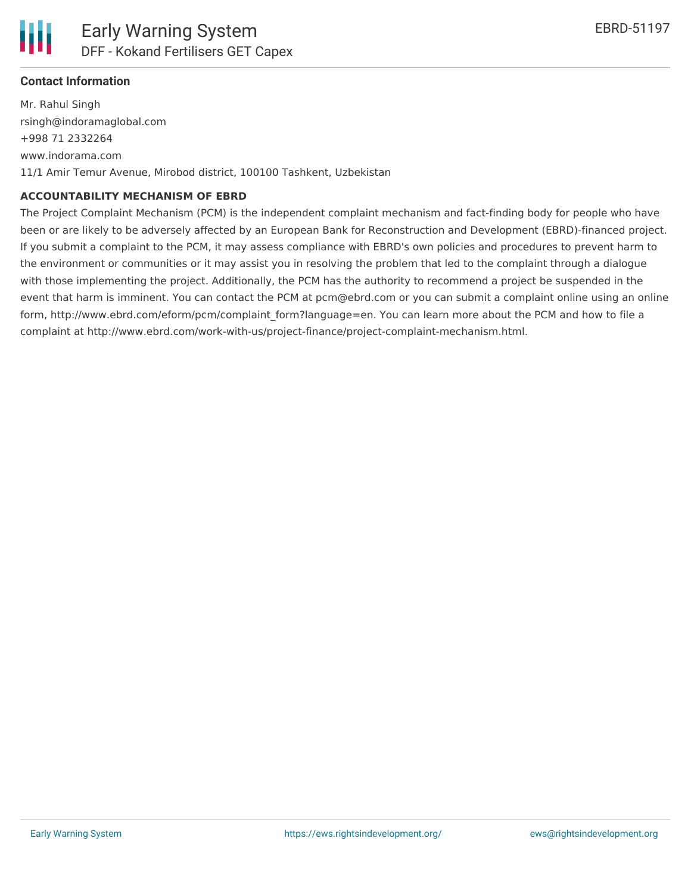**Contact Information**

Mr. Rahul Singh
rsingh@indoramaglobal.com
+998 71 2332264
www.indorama.com
11/1 Amir Temur Avenue, Mirobod district, 100100 Tashkent, Uzbekistan

**ACCOUNTABILITY MECHANISM OF EBRD**

The Project Complaint Mechanism (PCM) is the independent complaint mechanism and fact-finding body for people who have been or are likely to be adversely affected by an European Bank for Reconstruction and Development (EBRD)-financed project. If you submit a complaint to the PCM, it may assess compliance with EBRD's own policies and procedures to prevent harm to the environment or communities or it may assist you in resolving the problem that led to the complaint through a dialogue with those implementing the project. Additionally, the PCM has the authority to recommend a project be suspended in the event that harm is imminent. You can contact the PCM at pcm@ebrd.com or you can submit a complaint online using an online form, http://www.ebrd.com/eform/pcm/complaint_form?language=en. You can learn more about the PCM and how to file a complaint at http://www.ebrd.com/work-with-us/project-finance/project-complaint-mechanism.html.